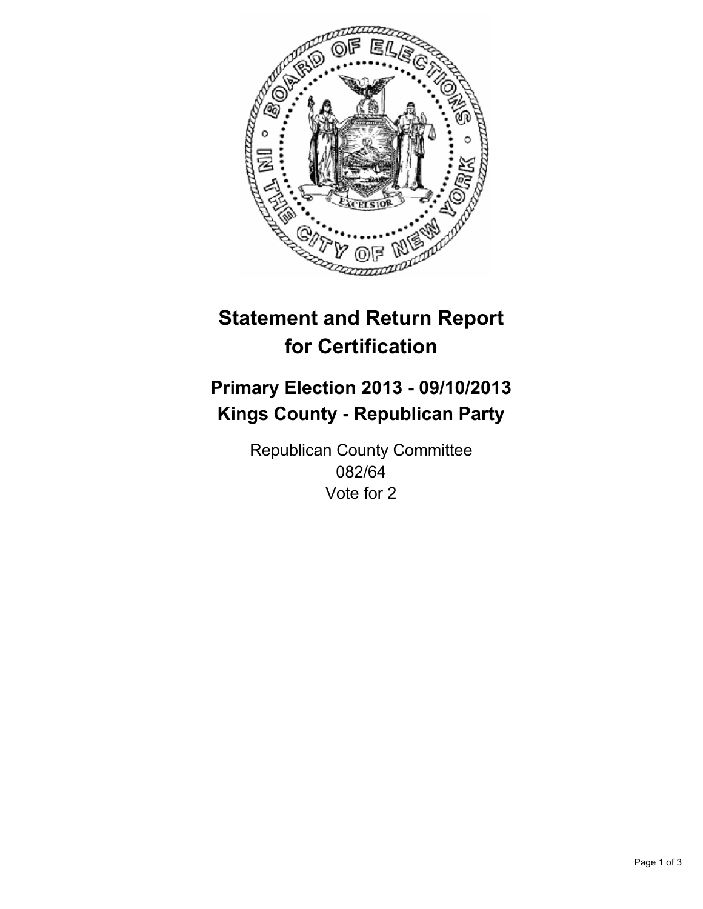# Statement and Return Report for Certification

## Primary Election 2013 - 09/10/2013
## Kings County - Republican Party

Republican County Committee
082/64
Vote for 2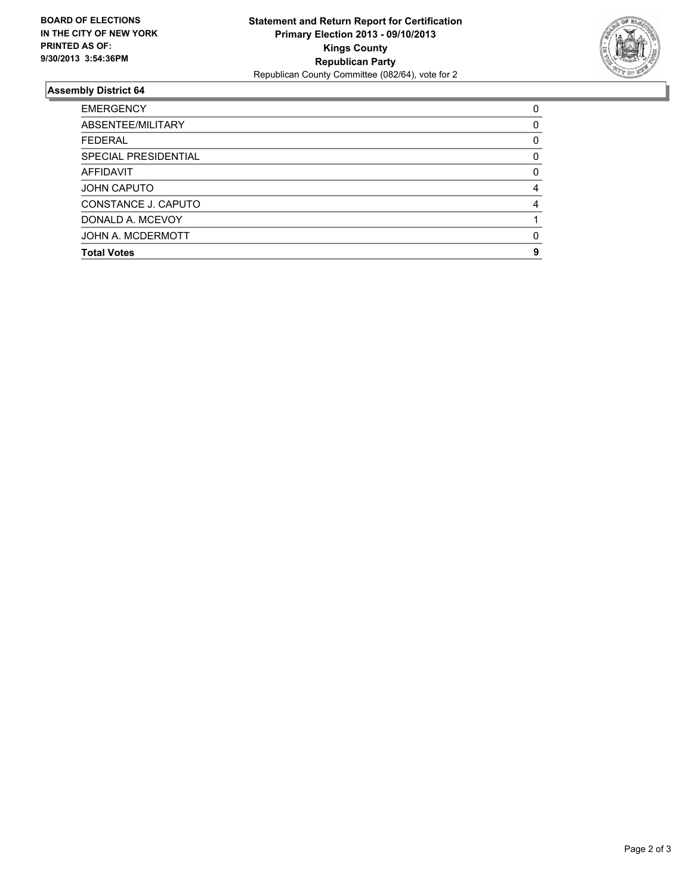**BOARD OF ELECTIONS IN THE CITY OF NEW YORK PRINTED AS OF: 9/30/2013 3:54:36PM**

**Statement and Return Report for Certification**
**Primary Election 2013 - 09/10/2013**
**Kings County**
**Republican Party**
Republican County Committee (082/64), vote for 2

### Assembly District 64

| | |
|---|---|
| EMERGENCY | 0 |
| ABSENTEE/MILITARY | 0 |
| FEDERAL | 0 |
| SPECIAL PRESIDENTIAL | 0 |
| AFFIDAVIT | 0 |
| JOHN CAPUTO | 4 |
| CONSTANCE J. CAPUTO | 4 |
| DONALD A. MCEVOY | 1 |
| JOHN A. MCDERMOTT | 0 |
| **Total Votes** | **9** |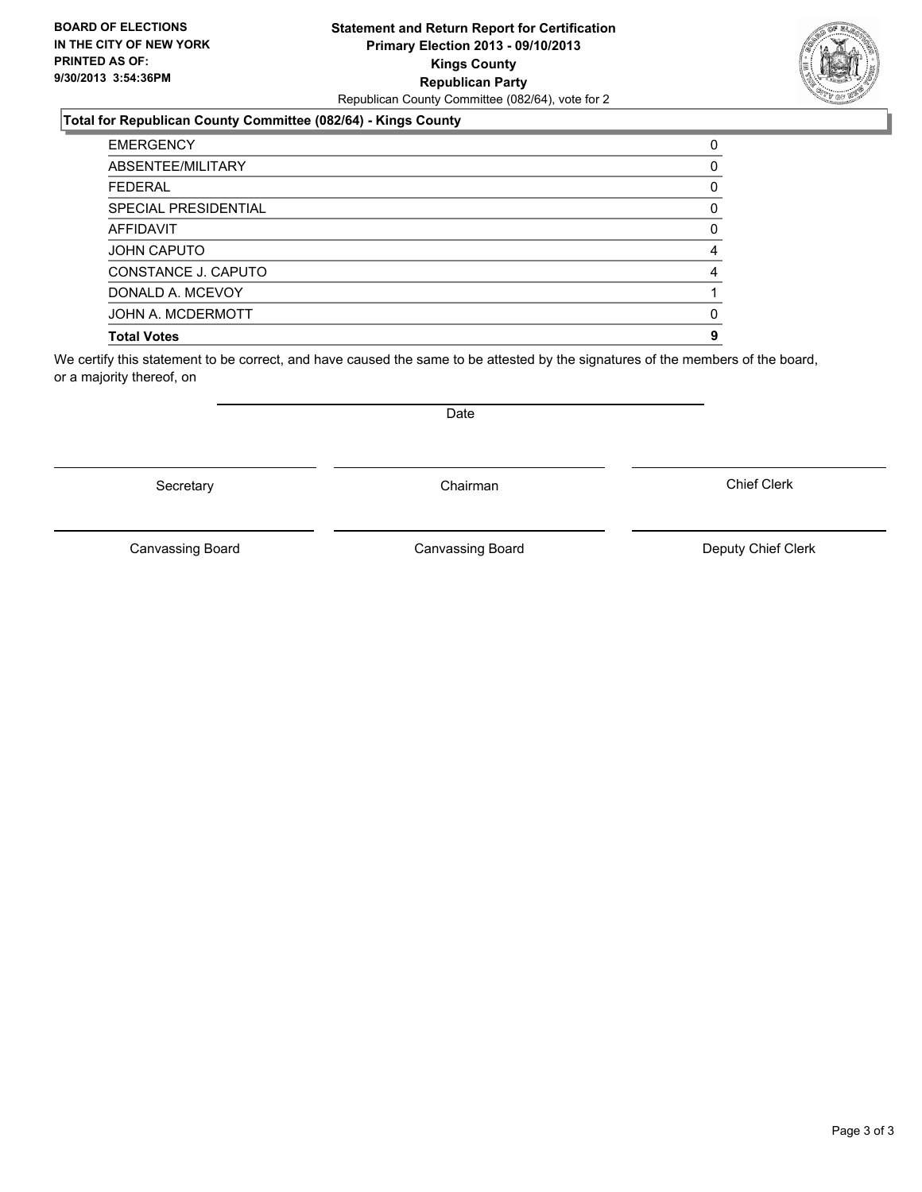**BOARD OF ELECTIONS**
**IN THE CITY OF NEW YORK**
**PRINTED AS OF:**
**9/30/2013 3:54:36PM**

**Statement and Return Report for Certification**
**Primary Election 2013 - 09/10/2013**
**Kings County**
**Republican Party**
Republican County Committee (082/64), vote for 2

### Total for Republican County Committee (082/64) - Kings County

| | |
|---|---|
| EMERGENCY | 0 |
| ABSENTEE/MILITARY | 0 |
| FEDERAL | 0 |
| SPECIAL PRESIDENTIAL | 0 |
| AFFIDAVIT | 0 |
| JOHN CAPUTO | 4 |
| CONSTANCE J. CAPUTO | 4 |
| DONALD A. MCEVOY | 1 |
| JOHN A. MCDERMOTT | 0 |
| **Total Votes** | **9** |

We certify this statement to be correct, and have caused the same to be attested by the signatures of the members of the board, or a majority thereof, on

Date

Secretary

Chairman

Chief Clerk

Canvassing Board

Canvassing Board

Deputy Chief Clerk